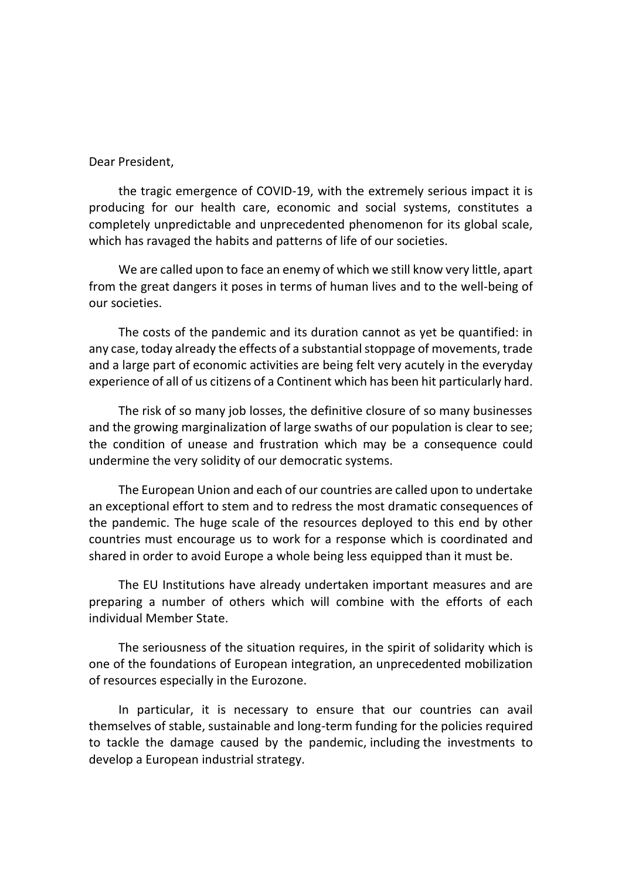Dear President,

the tragic emergence of COVID-19, with the extremely serious impact it is producing for our health care, economic and social systems, constitutes a completely unpredictable and unprecedented phenomenon for its global scale, which has ravaged the habits and patterns of life of our societies.

We are called upon to face an enemy of which we still know very little, apart from the great dangers it poses in terms of human lives and to the well-being of our societies.

The costs of the pandemic and its duration cannot as yet be quantified: in any case, today already the effects of a substantial stoppage of movements, trade and a large part of economic activities are being felt very acutely in the everyday experience of all of us citizens of a Continent which has been hit particularly hard.

The risk of so many job losses, the definitive closure of so many businesses and the growing marginalization of large swaths of our population is clear to see; the condition of unease and frustration which may be a consequence could undermine the very solidity of our democratic systems.

The European Union and each of our countries are called upon to undertake an exceptional effort to stem and to redress the most dramatic consequences of the pandemic. The huge scale of the resources deployed to this end by other countries must encourage us to work for a response which is coordinated and shared in order to avoid Europe a whole being less equipped than it must be.

The EU Institutions have already undertaken important measures and are preparing a number of others which will combine with the efforts of each individual Member State.

The seriousness of the situation requires, in the spirit of solidarity which is one of the foundations of European integration, an unprecedented mobilization of resources especially in the Eurozone.

In particular, it is necessary to ensure that our countries can avail themselves of stable, sustainable and long-term funding for the policies required to tackle the damage caused by the pandemic, including the investments to develop a European industrial strategy.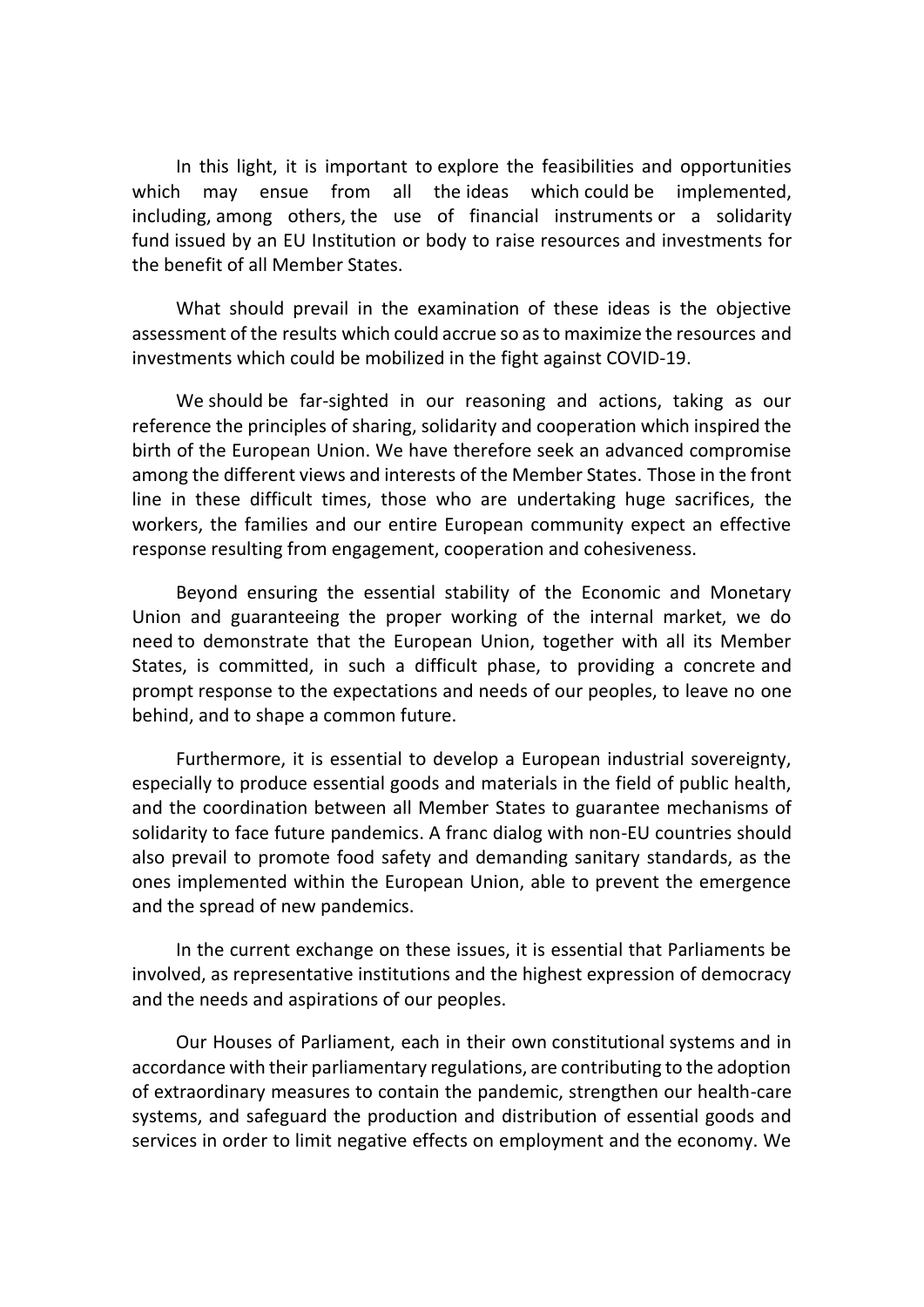In this light, it is important to explore the feasibilities and opportunities which may ensue from all the ideas which could be implemented, including, among others, the use of financial instruments or a solidarity fund issued by an EU Institution or body to raise resources and investments for the benefit of all Member States.

What should prevail in the examination of these ideas is the objective assessment of the results which could accrue so as to maximize the resources and investments which could be mobilized in the fight against COVID-19.

We should be far-sighted in our reasoning and actions, taking as our reference the principles of sharing, solidarity and cooperation which inspired the birth of the European Union. We have therefore seek an advanced compromise among the different views and interests of the Member States. Those in the front line in these difficult times, those who are undertaking huge sacrifices, the workers, the families and our entire European community expect an effective response resulting from engagement, cooperation and cohesiveness.

Beyond ensuring the essential stability of the Economic and Monetary Union and guaranteeing the proper working of the internal market, we do need to demonstrate that the European Union, together with all its Member States, is committed, in such a difficult phase, to providing a concrete and prompt response to the expectations and needs of our peoples, to leave no one behind, and to shape a common future.

Furthermore, it is essential to develop a European industrial sovereignty, especially to produce essential goods and materials in the field of public health, and the coordination between all Member States to guarantee mechanisms of solidarity to face future pandemics. A franc dialog with non-EU countries should also prevail to promote food safety and demanding sanitary standards, as the ones implemented within the European Union, able to prevent the emergence and the spread of new pandemics.

In the current exchange on these issues, it is essential that Parliaments be involved, as representative institutions and the highest expression of democracy and the needs and aspirations of our peoples.

Our Houses of Parliament, each in their own constitutional systems and in accordance with their parliamentary regulations, are contributing to the adoption of extraordinary measures to contain the pandemic, strengthen our health-care systems, and safeguard the production and distribution of essential goods and services in order to limit negative effects on employment and the economy. We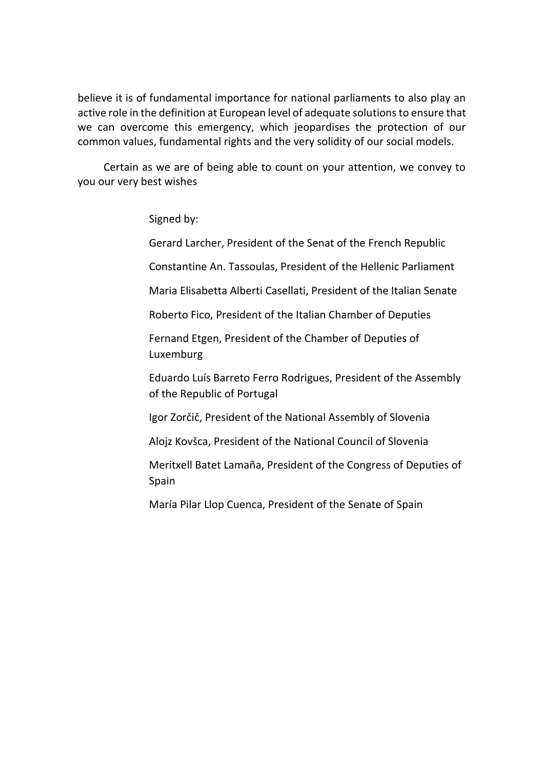believe it is of fundamental importance for national parliaments to also play an active role in the definition at European level of adequate solutions to ensure that we can overcome this emergency, which jeopardises the protection of our common values, fundamental rights and the very solidity of our social models.

Certain as we are of being able to count on your attention, we convey to you our very best wishes

Signed by:

Gerard Larcher, President of the Senat of the French Republic

Constantine An. Tassoulas, President of the Hellenic Parliament

Maria Elisabetta Alberti Casellati, President of the Italian Senate

Roberto Fico, President of the Italian Chamber of Deputies

Fernand Etgen, President of the Chamber of Deputies of Luxemburg

Eduardo Luís Barreto Ferro Rodrigues, President of the Assembly of the Republic of Portugal

Igor Zorčič, President of the National Assembly of Slovenia

Alojz Kovšca, President of the National Council of Slovenia

Meritxell Batet Lamaña, President of the Congress of Deputies of Spain

María Pilar Llop Cuenca, President of the Senate of Spain